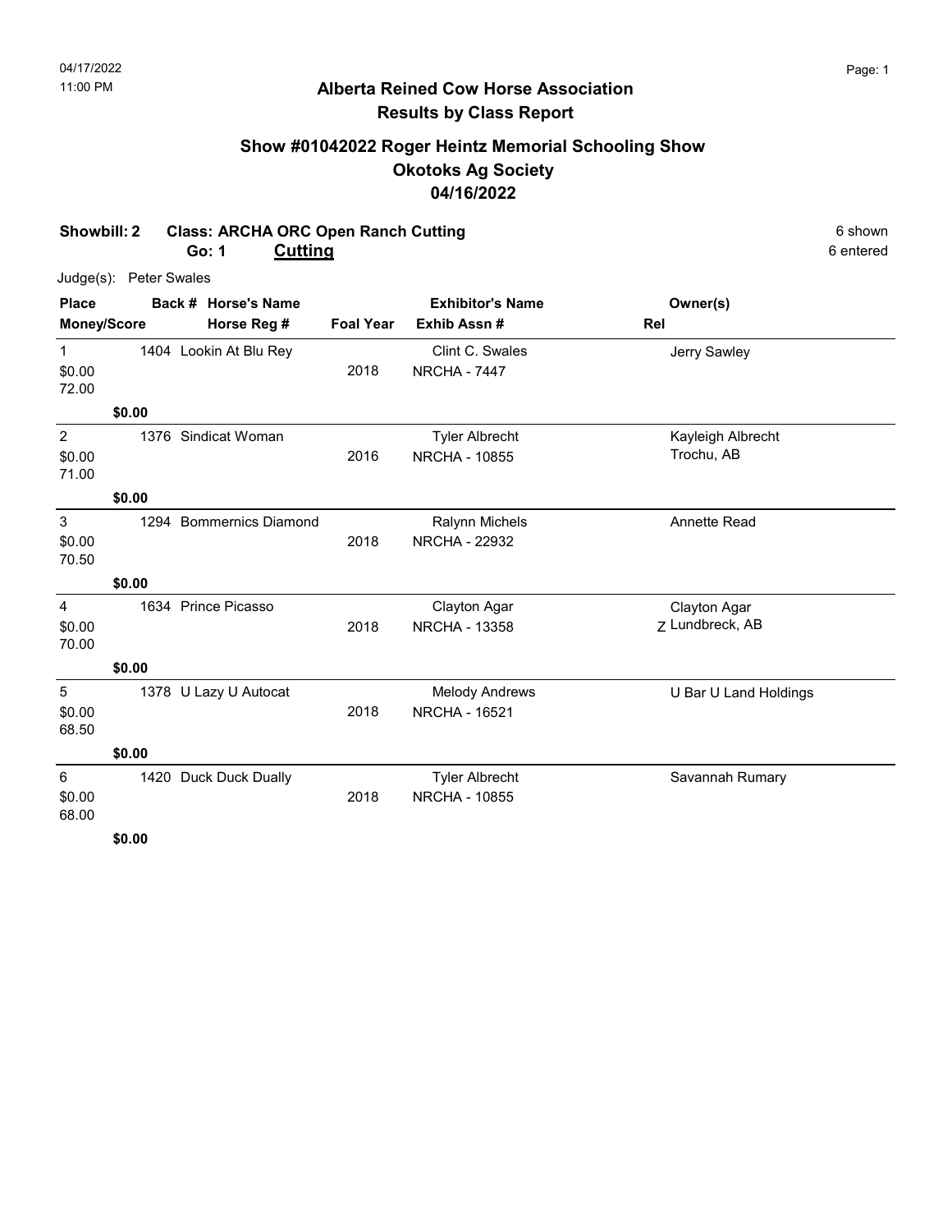## Alberta Reined Cow Horse Association
## Results by Class Report

### Show #01042022 Roger Heintz Memorial Schooling Show
### Okotoks Ag Society
### 04/16/2022

**Showbill: 2 Class: ARCHA ORC Open Ranch Cutting** — 6 shown

**Go: 1 Cutting** — 6 entered

Judge(s): Peter Swales

| Place / Money/Score | Back # | Horse's Name / Horse Reg # | Foal Year | Exhibitor's Name / Exhib Assn # | Owner(s) / Rel |
|---|---|---|---|---|---|
| 1 / $0.00 / 72.00 / $0.00 | 1404 | Lookin At Blu Rey | 2018 | Clint C. Swales / NRCHA - 7447 | Jerry Sawley |
| 2 / $0.00 / 71.00 / $0.00 | 1376 | Sindicat Woman | 2016 | Tyler Albrecht / NRCHA - 10855 | Kayleigh Albrecht, Trochu, AB |
| 3 / $0.00 / 70.50 / $0.00 | 1294 | Bommernics Diamond | 2018 | Ralynn Michels / NRCHA - 22932 | Annette Read |
| 4 / $0.00 / 70.00 / $0.00 | 1634 | Prince Picasso | 2018 | Clayton Agar / NRCHA - 13358 | Clayton Agar, Lundbreck, AB / Z |
| 5 / $0.00 / 68.50 / $0.00 | 1378 | U Lazy U Autocat | 2018 | Melody Andrews / NRCHA - 16521 | U Bar U Land Holdings |
| 6 / $0.00 / 68.00 / $0.00 | 1420 | Duck Duck Dually | 2018 | Tyler Albrecht / NRCHA - 10855 | Savannah Rumary |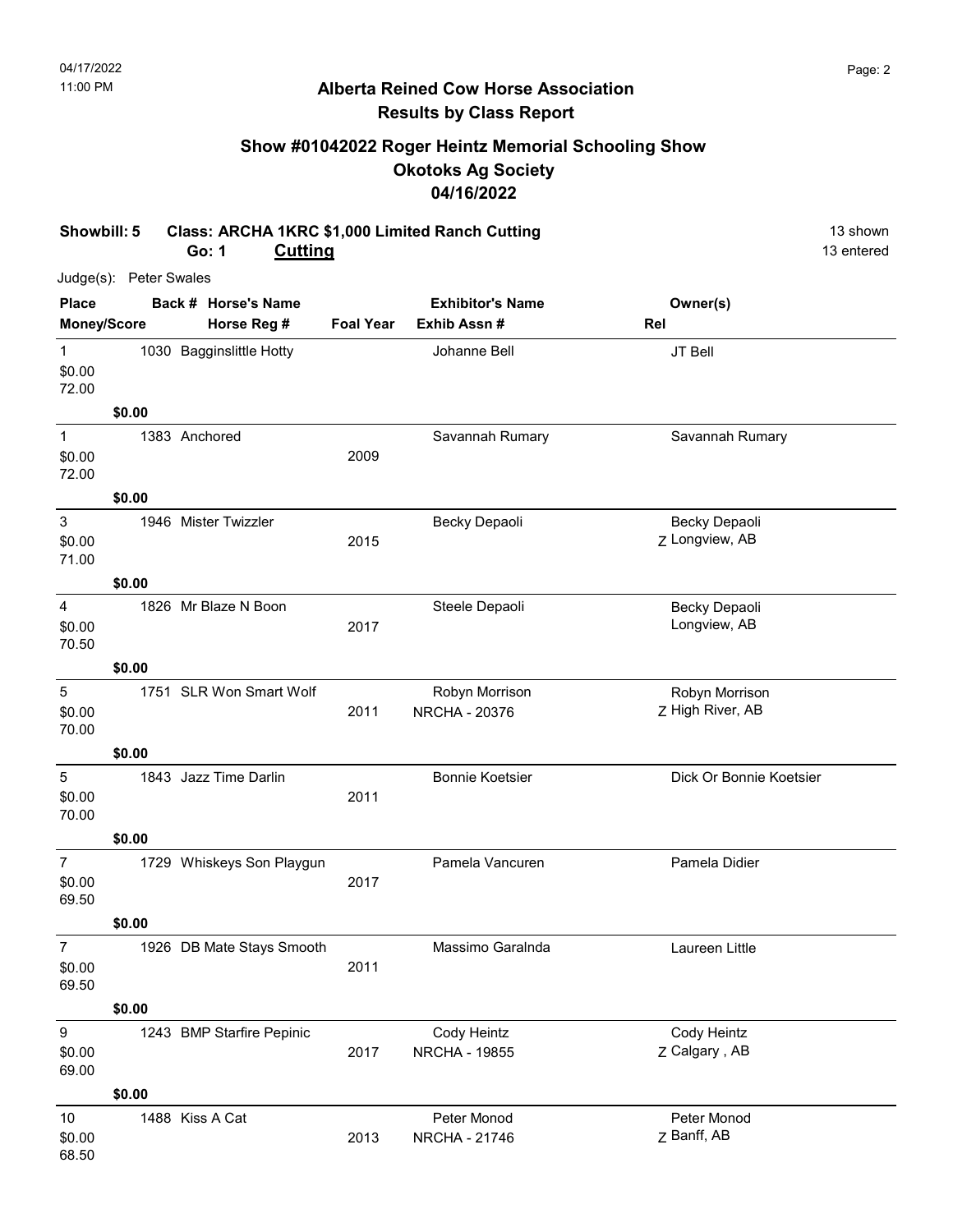## Alberta Reined Cow Horse Association
## Results by Class Report

### Show #01042022 Roger Heintz Memorial Schooling Show
### Okotoks Ag Society
### 04/16/2022

**Showbill: 5 Class: ARCHA 1KRC $1,000 Limited Ranch Cutting** — 13 shown, 13 entered

**Go: 1 Cutting**

Judge(s): Peter Swales

| Place | Money | Score | Back # | Horse's Name | Horse Reg # | Foal Year | Exhibitor's Name | Exhib Assn # | Owner(s) | Rel |
|---|---|---|---|---|---|---|---|---|---|---|
| 1 | $0.00 | 72.00 | 1030 | Bagginslittle Hotty | | | Johanne Bell | | JT Bell | |
| 1 | $0.00 | 72.00 | 1383 | Anchored | | 2009 | Savannah Rumary | | Savannah Rumary | |
| 3 | $0.00 | 71.00 | 1946 | Mister Twizzler | | 2015 | Becky Depaoli | | Becky Depaoli, Longview, AB | Z |
| 4 | $0.00 | 70.50 | 1826 | Mr Blaze N Boon | | 2017 | Steele Depaoli | | Becky Depaoli, Longview, AB | |
| 5 | $0.00 | 70.00 | 1751 | SLR Won Smart Wolf | | 2011 | Robyn Morrison | NRCHA - 20376 | Robyn Morrison, High River, AB | Z |
| 5 | $0.00 | 70.00 | 1843 | Jazz Time Darlin | | 2011 | Bonnie Koetsier | | Dick Or Bonnie Koetsier | |
| 7 | $0.00 | 69.50 | 1729 | Whiskeys Son Playgun | | 2017 | Pamela Vancuren | | Pamela Didier | |
| 7 | $0.00 | 69.50 | 1926 | DB Mate Stays Smooth | | 2011 | Massimo Garalnda | | Laureen Little | |
| 9 | $0.00 | 69.00 | 1243 | BMP Starfire Pepinic | | 2017 | Cody Heintz | NRCHA - 19855 | Cody Heintz, Calgary , AB | Z |
| 10 | $0.00 | 68.50 | 1488 | Kiss A Cat | | 2013 | Peter Monod | NRCHA - 21746 | Peter Monod, Banff, AB | Z |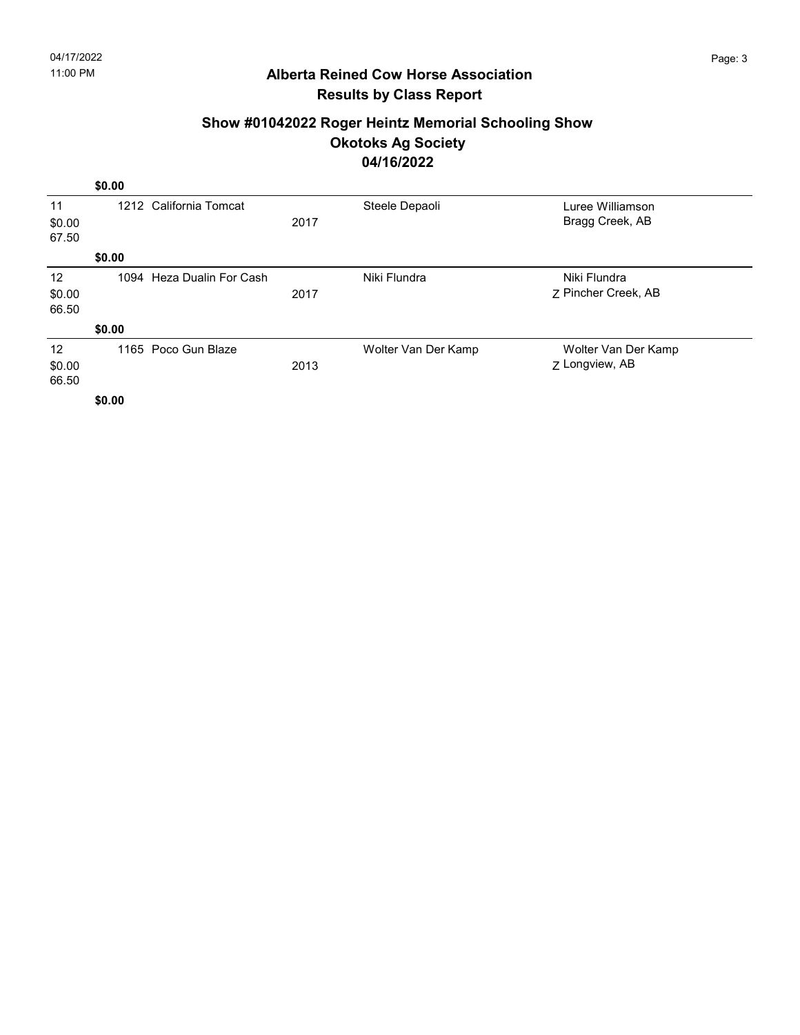# Alberta Reined Cow Horse Association
## Results by Class Report

### Show #01042022 Roger Heintz Memorial Schooling Show
### Okotoks Ag Society
### 04/16/2022

**$0.00**

| Place / Earnings / Score | Back # | Horse | Year | Rider | Owner |
|---|---|---|---|---|---|
| 11<br>$0.00<br>67.50 | 1212 | California Tomcat | 2017 | Steele Depaoli | Luree Williamson<br>Bragg Creek, AB |
| **$0.00** | | | | | |
| 12<br>$0.00<br>66.50 | 1094 | Heza Dualin For Cash | 2017 | Niki Flundra | Niki Flundra<br>Z Pincher Creek, AB |
| **$0.00** | | | | | |
| 12<br>$0.00<br>66.50 | 1165 | Poco Gun Blaze | 2013 | Wolter Van Der Kamp | Wolter Van Der Kamp<br>Z Longview, AB |
| **$0.00** | | | | | |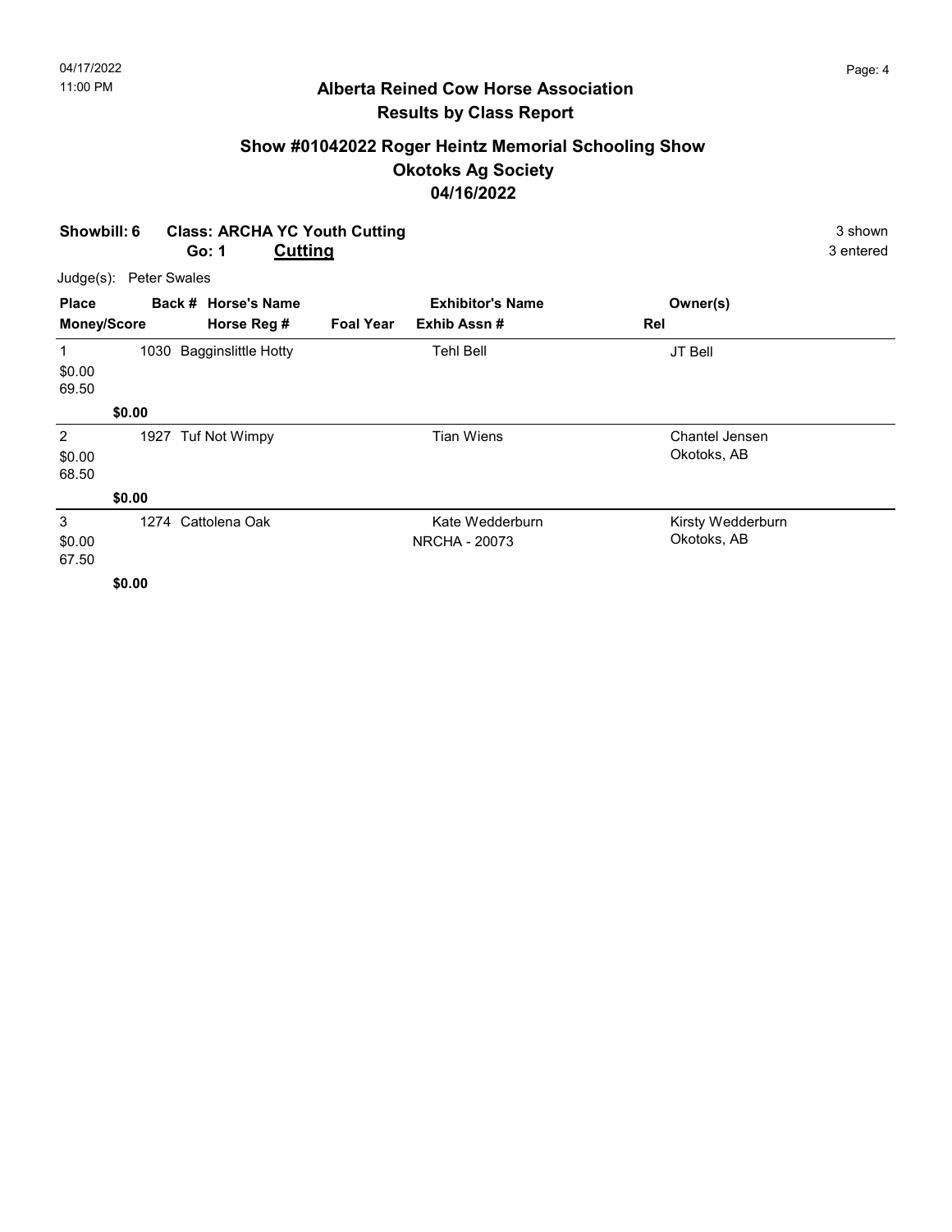## Alberta Reined Cow Horse Association
## Results by Class Report

### Show #01042022 Roger Heintz Memorial Schooling Show
### Okotoks Ag Society
### 04/16/2022

**Showbill: 6** **Class: ARCHA YC Youth Cutting** 3 shown
**Go: 1** **Cutting** 3 entered

Judge(s): Peter Swales

| Place / Money/Score | Back # | Horse's Name / Horse Reg # | Foal Year | Exhibitor's Name / Exhib Assn # | Owner(s) / Rel |
|---|---|---|---|---|---|
| 1<br>$0.00<br>69.50<br>$0.00 | 1030 | Bagginslittle Hotty | | Tehl Bell | JT Bell |
| 2<br>$0.00<br>68.50<br>$0.00 | 1927 | Tuf Not Wimpy | | Tian Wiens | Chantel Jensen<br>Okotoks, AB |
| 3<br>$0.00<br>67.50<br>$0.00 | 1274 | Cattolena Oak | | Kate Wedderburn<br>NRCHA - 20073 | Kirsty Wedderburn<br>Okotoks, AB |